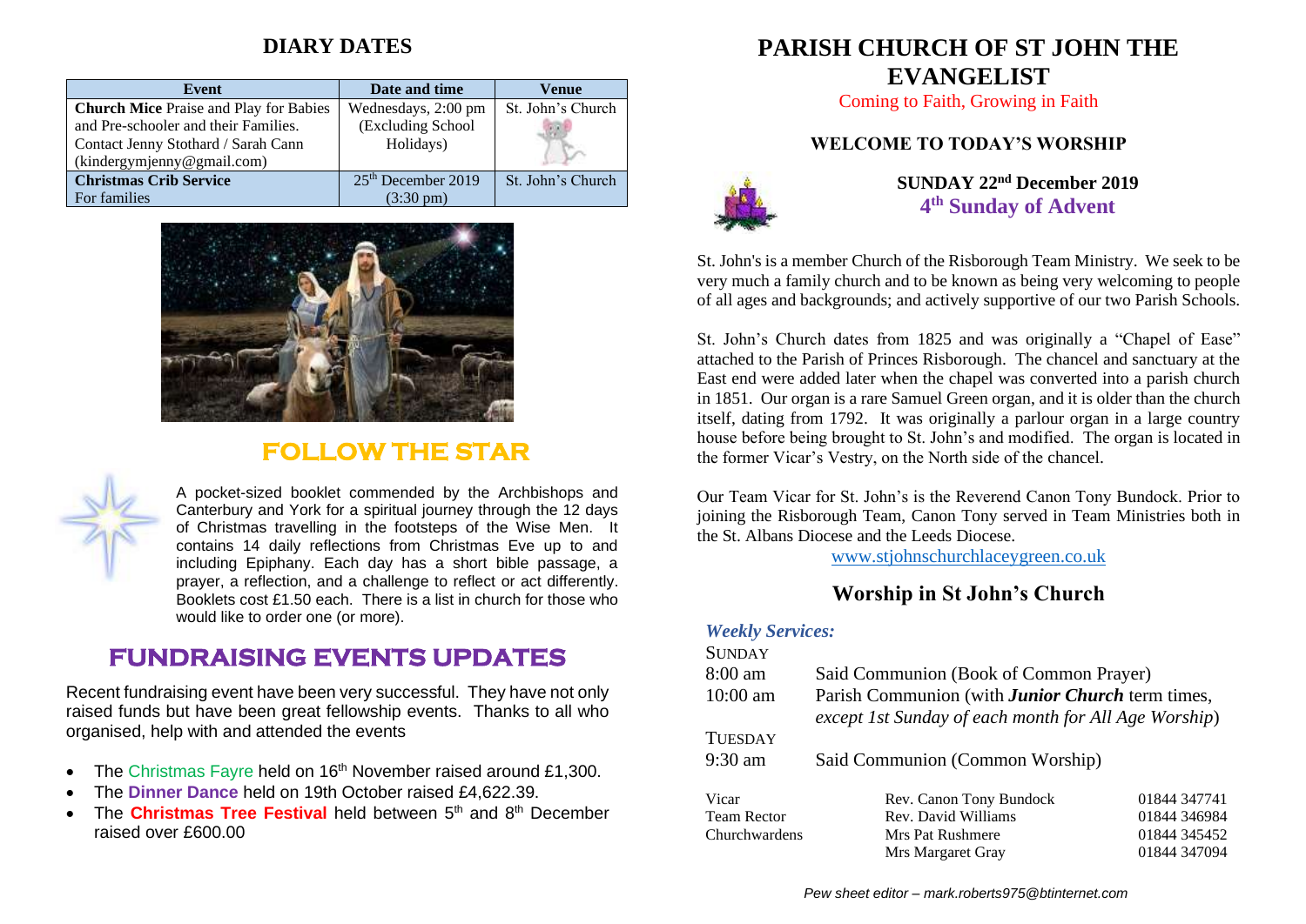## DIARY DATES

| Event | Date and time | Venue |
|---|---|---|
| **Church Mice** Praise and Play for Babies and Pre-schooler and their Families. Contact Jenny Stothard / Sarah Cann (kindergymjenny@gmail.com) | Wednesdays, 2:00 pm (Excluding School Holidays) | St. John's Church |
| **Christmas Crib Service** For families | 25th December 2019 (3:30 pm) | St. John's Church |

## FOLLOW THE STAR

A pocket-sized booklet commended by the Archbishops and Canterbury and York for a spiritual journey through the 12 days of Christmas travelling in the footsteps of the Wise Men. It contains 14 daily reflections from Christmas Eve up to and including Epiphany. Each day has a short bible passage, a prayer, a reflection, and a challenge to reflect or act differently. Booklets cost £1.50 each. There is a list in church for those who would like to order one (or more).

## FUNDRAISING EVENTS UPDATES

Recent fundraising event have been very successful. They have not only raised funds but have been great fellowship events. Thanks to all who organised, help with and attended the events

- The Christmas Fayre held on 16th November raised around £1,300.
- The **Dinner Dance** held on 19th October raised £4,622.39.
- The **Christmas Tree Festival** held between 5th and 8th December raised over £600.00

# PARISH CHURCH OF ST JOHN THE EVANGELIST

Coming to Faith, Growing in Faith

### WELCOME TO TODAY'S WORSHIP

**SUNDAY 22nd December 2019**

**4th Sunday of Advent**

St. John's is a member Church of the Risborough Team Ministry. We seek to be very much a family church and to be known as being very welcoming to people of all ages and backgrounds; and actively supportive of our two Parish Schools.

St. John's Church dates from 1825 and was originally a "Chapel of Ease" attached to the Parish of Princes Risborough. The chancel and sanctuary at the East end were added later when the chapel was converted into a parish church in 1851. Our organ is a rare Samuel Green organ, and it is older than the church itself, dating from 1792. It was originally a parlour organ in a large country house before being brought to St. John's and modified. The organ is located in the former Vicar's Vestry, on the North side of the chancel.

Our Team Vicar for St. John's is the Reverend Canon Tony Bundock. Prior to joining the Risborough Team, Canon Tony served in Team Ministries both in the St. Albans Diocese and the Leeds Diocese.

www.stjohnschurchlaceygreen.co.uk

## Worship in St John's Church

***Weekly Services:***

SUNDAY

8:00 am — Said Communion (Book of Common Prayer)

10:00 am — Parish Communion (with ***Junior Church*** term times, *except 1st Sunday of each month for All Age Worship*)

TUESDAY

9:30 am — Said Communion (Common Worship)

| | | |
|---|---|---|
| Vicar | Rev. Canon Tony Bundock | 01844 347741 |
| Team Rector | Rev. David Williams | 01844 346984 |
| Churchwardens | Mrs Pat Rushmere | 01844 345452 |
| | Mrs Margaret Gray | 01844 347094 |

*Pew sheet editor – mark.roberts975@btinternet.com*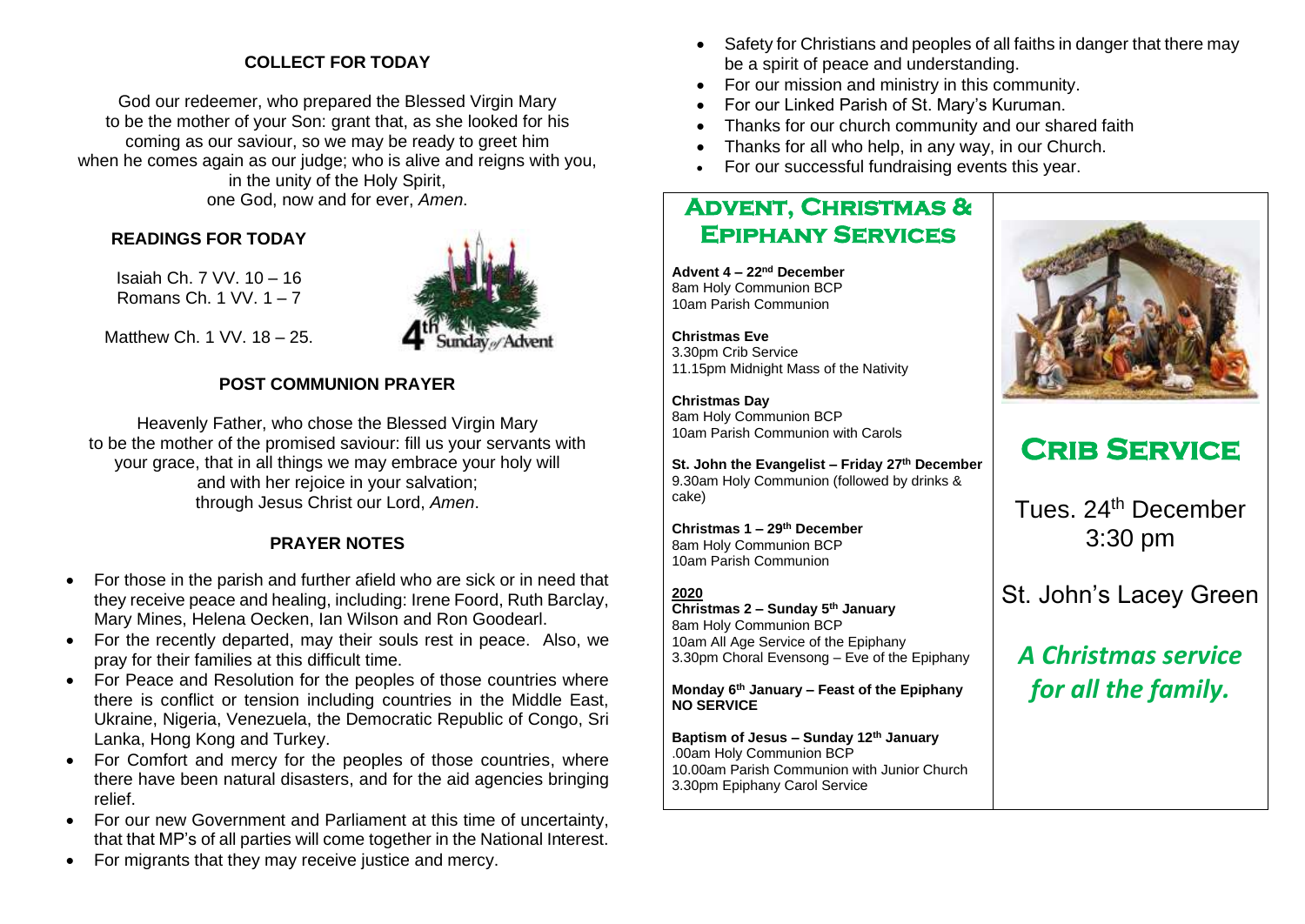**COLLECT FOR TODAY**

God our redeemer, who prepared the Blessed Virgin Mary to be the mother of your Son: grant that, as she looked for his coming as our saviour, so we may be ready to greet him when he comes again as our judge; who is alive and reigns with you, in the unity of the Holy Spirit, one God, now and for ever, *Amen*.

**READINGS FOR TODAY**

Isaiah Ch. 7 VV. 10 – 16
Romans Ch. 1 VV. 1 – 7

Matthew Ch. 1 VV. 18 – 25.

4th Sunday of Advent

**POST COMMUNION PRAYER**

Heavenly Father, who chose the Blessed Virgin Mary to be the mother of the promised saviour: fill us your servants with your grace, that in all things we may embrace your holy will and with her rejoice in your salvation; through Jesus Christ our Lord, *Amen*.

**PRAYER NOTES**

- For those in the parish and further afield who are sick or in need that they receive peace and healing, including: Irene Foord, Ruth Barclay, Mary Mines, Helena Oecken, Ian Wilson and Ron Goodearl.
- For the recently departed, may their souls rest in peace. Also, we pray for their families at this difficult time.
- For Peace and Resolution for the peoples of those countries where there is conflict or tension including countries in the Middle East, Ukraine, Nigeria, Venezuela, the Democratic Republic of Congo, Sri Lanka, Hong Kong and Turkey.
- For Comfort and mercy for the peoples of those countries, where there have been natural disasters, and for the aid agencies bringing relief.
- For our new Government and Parliament at this time of uncertainty, that that MP's of all parties will come together in the National Interest.
- For migrants that they may receive justice and mercy.
- Safety for Christians and peoples of all faiths in danger that there may be a spirit of peace and understanding.
- For our mission and ministry in this community.
- For our Linked Parish of St. Mary's Kuruman.
- Thanks for our church community and our shared faith
- Thanks for all who help, in any way, in our Church.
- For our successful fundraising events this year.

## Advent, Christmas & Epiphany Services

**Advent 4 – 22nd December**
8am Holy Communion BCP
10am Parish Communion

**Christmas Eve**
3.30pm Crib Service
11.15pm Midnight Mass of the Nativity

**Christmas Day**
8am Holy Communion BCP
10am Parish Communion with Carols

**St. John the Evangelist – Friday 27th December**
9.30am Holy Communion (followed by drinks & cake)

**Christmas 1 – 29th December**
8am Holy Communion BCP
10am Parish Communion

**2020**
**Christmas 2 – Sunday 5th January**
8am Holy Communion BCP
10am All Age Service of the Epiphany
3.30pm Choral Evensong – Eve of the Epiphany

**Monday 6th January – Feast of the Epiphany**
**NO SERVICE**

**Baptism of Jesus – Sunday 12th January**
.00am Holy Communion BCP
10.00am Parish Communion with Junior Church
3.30pm Epiphany Carol Service

## Crib Service

Tues. 24th December
3:30 pm

St. John's Lacey Green

***A Christmas service for all the family.***